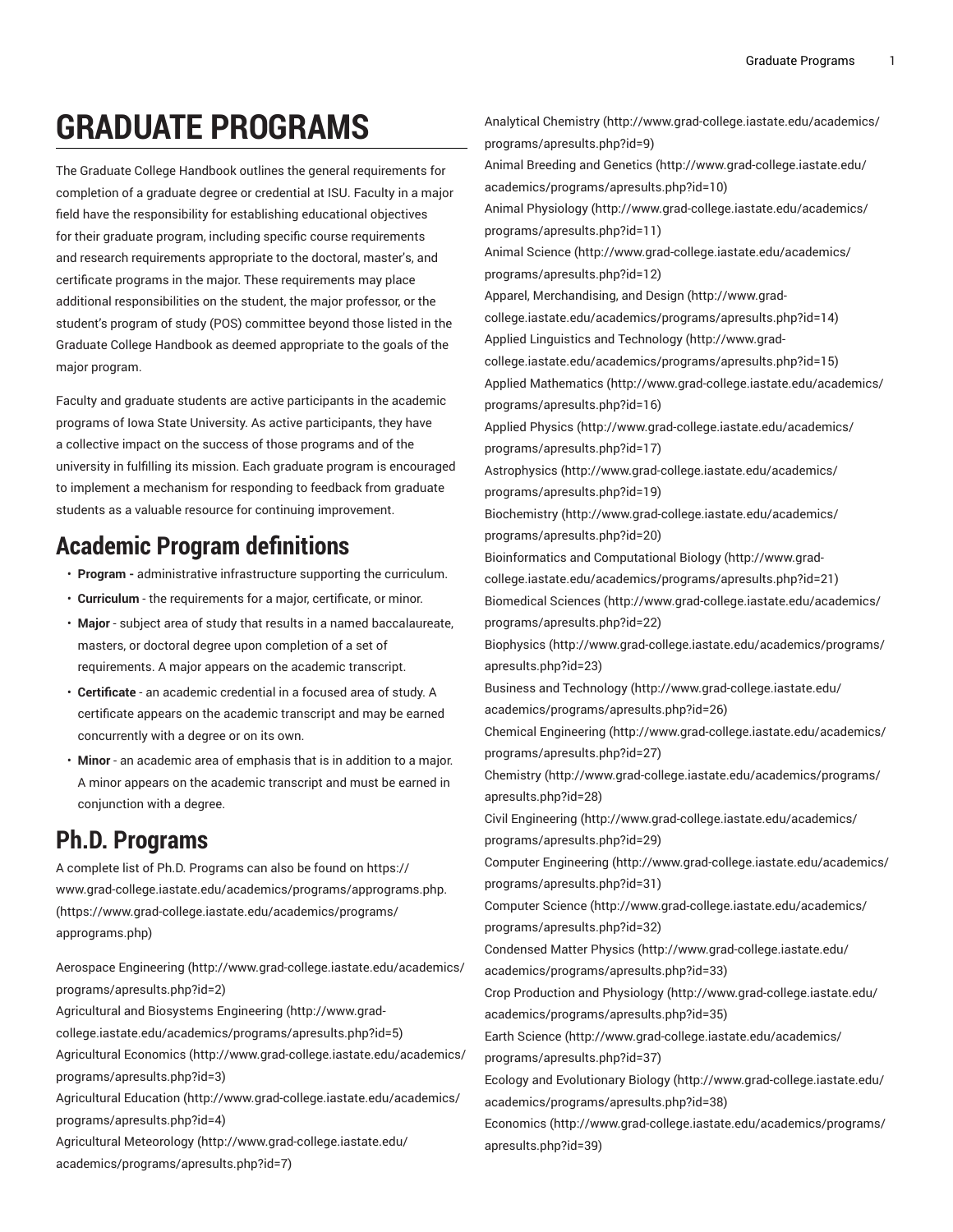# GRADUATE PROGRAMS

The Graduate College Handbook outlines the general requirements for completion of a graduate degree or credential at ISU. Faculty in a major field have the responsibility for establishing educational objectives for their graduate program, including specific course requirements and research requirements appropriate to the doctoral, master's, and certificate programs in the major. These requirements may place additional responsibilities on the student, the major professor, or the student's program of study (POS) committee beyond those listed in the Graduate College Handbook as deemed appropriate to the goals of the major program.

Faculty and graduate students are active participants in the academic programs of Iowa State University. As active participants, they have a collective impact on the success of those programs and of the university in fulfilling its mission. Each graduate program is encouraged to implement a mechanism for responding to feedback from graduate students as a valuable resource for continuing improvement.

## Academic Program definitions

- **Program -** administrative infrastructure supporting the curriculum.
- **Curriculum** - the requirements for a major, certificate, or minor.
- **Major** - subject area of study that results in a named baccalaureate, masters, or doctoral degree upon completion of a set of requirements. A major appears on the academic transcript.
- **Certificate** - an academic credential in a focused area of study. A certificate appears on the academic transcript and may be earned concurrently with a degree or on its own.
- **Minor** - an academic area of emphasis that is in addition to a major. A minor appears on the academic transcript and must be earned in conjunction with a degree.

## Ph.D. Programs

A complete list of Ph.D. Programs can also be found on https://www.grad-college.iastate.edu/academics/programs/apprograms.php. (https://www.grad-college.iastate.edu/academics/programs/apprograms.php)

Aerospace Engineering (http://www.grad-college.iastate.edu/academics/programs/apresults.php?id=2)
Agricultural and Biosystems Engineering (http://www.grad-college.iastate.edu/academics/programs/apresults.php?id=5)
Agricultural Economics (http://www.grad-college.iastate.edu/academics/programs/apresults.php?id=3)
Agricultural Education (http://www.grad-college.iastate.edu/academics/programs/apresults.php?id=4)
Agricultural Meteorology (http://www.grad-college.iastate.edu/academics/programs/apresults.php?id=7)
Analytical Chemistry (http://www.grad-college.iastate.edu/academics/programs/apresults.php?id=9)
Animal Breeding and Genetics (http://www.grad-college.iastate.edu/academics/programs/apresults.php?id=10)
Animal Physiology (http://www.grad-college.iastate.edu/academics/programs/apresults.php?id=11)
Animal Science (http://www.grad-college.iastate.edu/academics/programs/apresults.php?id=12)
Apparel, Merchandising, and Design (http://www.grad-college.iastate.edu/academics/programs/apresults.php?id=14)
Applied Linguistics and Technology (http://www.grad-college.iastate.edu/academics/programs/apresults.php?id=15)
Applied Mathematics (http://www.grad-college.iastate.edu/academics/programs/apresults.php?id=16)
Applied Physics (http://www.grad-college.iastate.edu/academics/programs/apresults.php?id=17)
Astrophysics (http://www.grad-college.iastate.edu/academics/programs/apresults.php?id=19)
Biochemistry (http://www.grad-college.iastate.edu/academics/programs/apresults.php?id=20)
Bioinformatics and Computational Biology (http://www.grad-college.iastate.edu/academics/programs/apresults.php?id=21)
Biomedical Sciences (http://www.grad-college.iastate.edu/academics/programs/apresults.php?id=22)
Biophysics (http://www.grad-college.iastate.edu/academics/programs/apresults.php?id=23)
Business and Technology (http://www.grad-college.iastate.edu/academics/programs/apresults.php?id=26)
Chemical Engineering (http://www.grad-college.iastate.edu/academics/programs/apresults.php?id=27)
Chemistry (http://www.grad-college.iastate.edu/academics/programs/apresults.php?id=28)
Civil Engineering (http://www.grad-college.iastate.edu/academics/programs/apresults.php?id=29)
Computer Engineering (http://www.grad-college.iastate.edu/academics/programs/apresults.php?id=31)
Computer Science (http://www.grad-college.iastate.edu/academics/programs/apresults.php?id=32)
Condensed Matter Physics (http://www.grad-college.iastate.edu/academics/programs/apresults.php?id=33)
Crop Production and Physiology (http://www.grad-college.iastate.edu/academics/programs/apresults.php?id=35)
Earth Science (http://www.grad-college.iastate.edu/academics/programs/apresults.php?id=37)
Ecology and Evolutionary Biology (http://www.grad-college.iastate.edu/academics/programs/apresults.php?id=38)
Economics (http://www.grad-college.iastate.edu/academics/programs/apresults.php?id=39)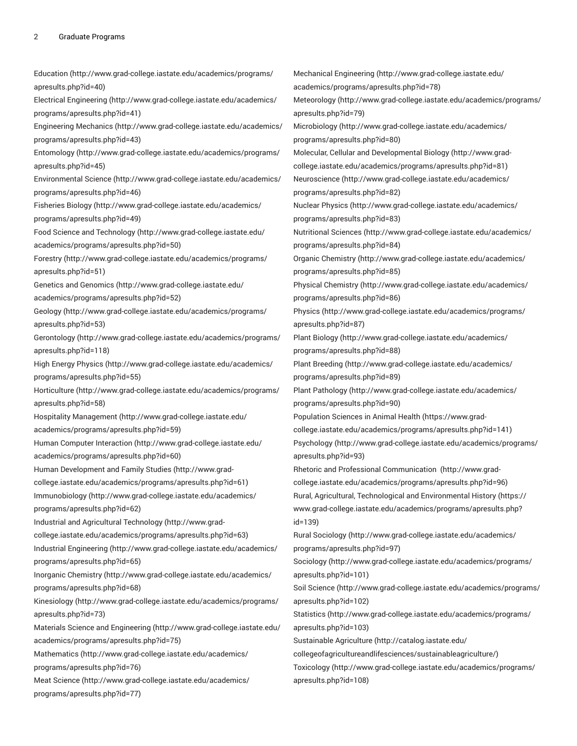- Education (http://www.grad-college.iastate.edu/academics/programs/apresults.php?id=40)
- Electrical Engineering (http://www.grad-college.iastate.edu/academics/programs/apresults.php?id=41)
- Engineering Mechanics (http://www.grad-college.iastate.edu/academics/programs/apresults.php?id=43)
- Entomology (http://www.grad-college.iastate.edu/academics/programs/apresults.php?id=45)
- Environmental Science (http://www.grad-college.iastate.edu/academics/programs/apresults.php?id=46)
- Fisheries Biology (http://www.grad-college.iastate.edu/academics/programs/apresults.php?id=49)
- Food Science and Technology (http://www.grad-college.iastate.edu/academics/programs/apresults.php?id=50)
- Forestry (http://www.grad-college.iastate.edu/academics/programs/apresults.php?id=51)
- Genetics and Genomics (http://www.grad-college.iastate.edu/academics/programs/apresults.php?id=52)
- Geology (http://www.grad-college.iastate.edu/academics/programs/apresults.php?id=53)
- Gerontology (http://www.grad-college.iastate.edu/academics/programs/apresults.php?id=118)
- High Energy Physics (http://www.grad-college.iastate.edu/academics/programs/apresults.php?id=55)
- Horticulture (http://www.grad-college.iastate.edu/academics/programs/apresults.php?id=58)
- Hospitality Management (http://www.grad-college.iastate.edu/academics/programs/apresults.php?id=59)
- Human Computer Interaction (http://www.grad-college.iastate.edu/academics/programs/apresults.php?id=60)
- Human Development and Family Studies (http://www.grad-college.iastate.edu/academics/programs/apresults.php?id=61)
- Immunobiology (http://www.grad-college.iastate.edu/academics/programs/apresults.php?id=62)
- Industrial and Agricultural Technology (http://www.grad-college.iastate.edu/academics/programs/apresults.php?id=63)
- Industrial Engineering (http://www.grad-college.iastate.edu/academics/programs/apresults.php?id=65)
- Inorganic Chemistry (http://www.grad-college.iastate.edu/academics/programs/apresults.php?id=68)
- Kinesiology (http://www.grad-college.iastate.edu/academics/programs/apresults.php?id=73)
- Materials Science and Engineering (http://www.grad-college.iastate.edu/academics/programs/apresults.php?id=75)
- Mathematics (http://www.grad-college.iastate.edu/academics/programs/apresults.php?id=76)
- Meat Science (http://www.grad-college.iastate.edu/academics/programs/apresults.php?id=77)
- Mechanical Engineering (http://www.grad-college.iastate.edu/academics/programs/apresults.php?id=78)
- Meteorology (http://www.grad-college.iastate.edu/academics/programs/apresults.php?id=79)
- Microbiology (http://www.grad-college.iastate.edu/academics/programs/apresults.php?id=80)
- Molecular, Cellular and Developmental Biology (http://www.grad-college.iastate.edu/academics/programs/apresults.php?id=81)
- Neuroscience (http://www.grad-college.iastate.edu/academics/programs/apresults.php?id=82)
- Nuclear Physics (http://www.grad-college.iastate.edu/academics/programs/apresults.php?id=83)
- Nutritional Sciences (http://www.grad-college.iastate.edu/academics/programs/apresults.php?id=84)
- Organic Chemistry (http://www.grad-college.iastate.edu/academics/programs/apresults.php?id=85)
- Physical Chemistry (http://www.grad-college.iastate.edu/academics/programs/apresults.php?id=86)
- Physics (http://www.grad-college.iastate.edu/academics/programs/apresults.php?id=87)
- Plant Biology (http://www.grad-college.iastate.edu/academics/programs/apresults.php?id=88)
- Plant Breeding (http://www.grad-college.iastate.edu/academics/programs/apresults.php?id=89)
- Plant Pathology (http://www.grad-college.iastate.edu/academics/programs/apresults.php?id=90)
- Population Sciences in Animal Health (https://www.grad-college.iastate.edu/academics/programs/apresults.php?id=141)
- Psychology (http://www.grad-college.iastate.edu/academics/programs/apresults.php?id=93)
- Rhetoric and Professional Communication (http://www.grad-college.iastate.edu/academics/programs/apresults.php?id=96)
- Rural, Agricultural, Technological and Environmental History (https://www.grad-college.iastate.edu/academics/programs/apresults.php?id=139)
- Rural Sociology (http://www.grad-college.iastate.edu/academics/programs/apresults.php?id=97)
- Sociology (http://www.grad-college.iastate.edu/academics/programs/apresults.php?id=101)
- Soil Science (http://www.grad-college.iastate.edu/academics/programs/apresults.php?id=102)
- Statistics (http://www.grad-college.iastate.edu/academics/programs/apresults.php?id=103)
- Sustainable Agriculture (http://catalog.iastate.edu/collegeofagricultureandlifesciences/sustainableagriculture/)
- Toxicology (http://www.grad-college.iastate.edu/academics/programs/apresults.php?id=108)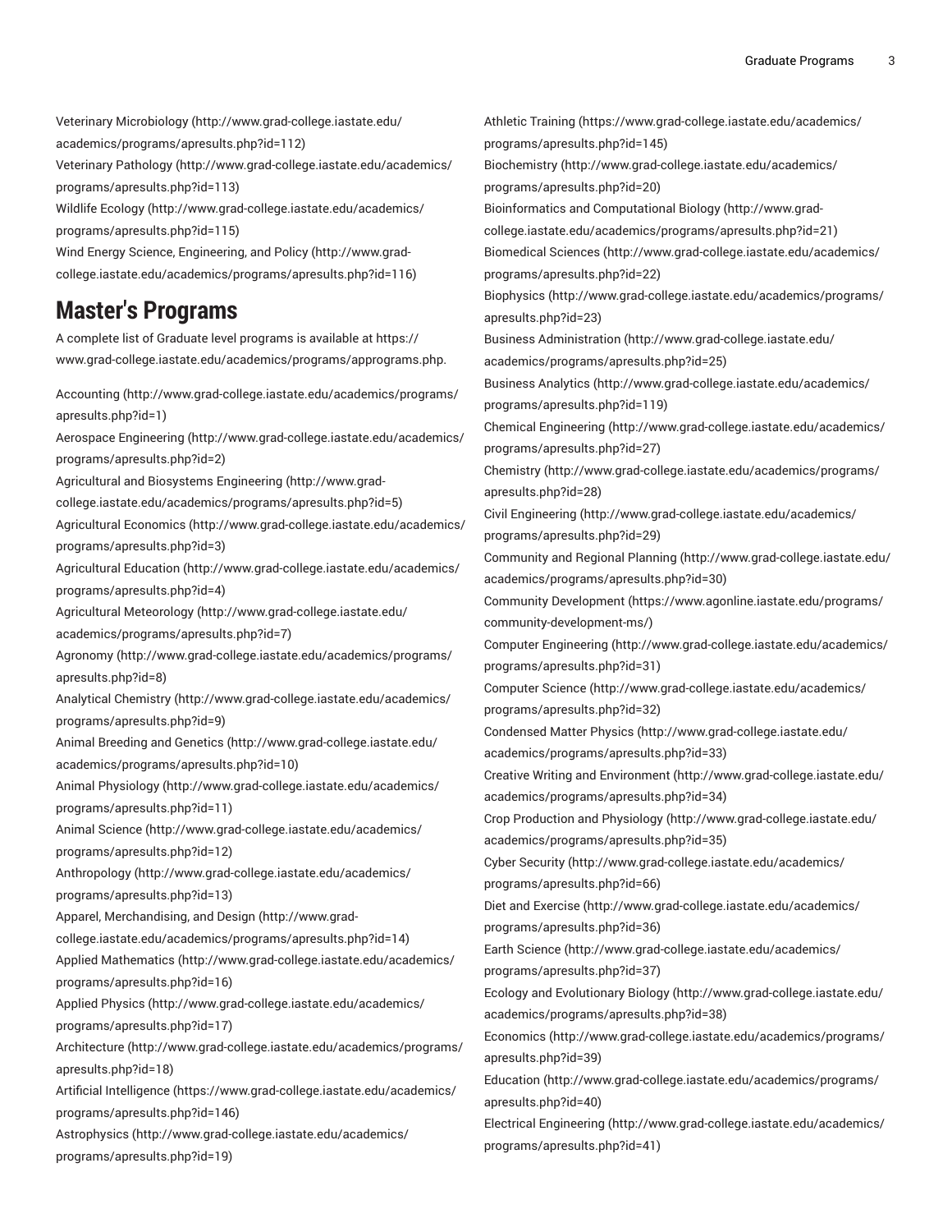Veterinary Microbiology (http://www.grad-college.iastate.edu/academics/programs/apresults.php?id=112)
Veterinary Pathology (http://www.grad-college.iastate.edu/academics/programs/apresults.php?id=113)
Wildlife Ecology (http://www.grad-college.iastate.edu/academics/programs/apresults.php?id=115)
Wind Energy Science, Engineering, and Policy (http://www.grad-college.iastate.edu/academics/programs/apresults.php?id=116)

## Master's Programs

A complete list of Graduate level programs is available at https://www.grad-college.iastate.edu/academics/programs/apprograms.php.

Accounting (http://www.grad-college.iastate.edu/academics/programs/apresults.php?id=1)
Aerospace Engineering (http://www.grad-college.iastate.edu/academics/programs/apresults.php?id=2)
Agricultural and Biosystems Engineering (http://www.grad-college.iastate.edu/academics/programs/apresults.php?id=5)
Agricultural Economics (http://www.grad-college.iastate.edu/academics/programs/apresults.php?id=3)
Agricultural Education (http://www.grad-college.iastate.edu/academics/programs/apresults.php?id=4)
Agricultural Meteorology (http://www.grad-college.iastate.edu/academics/programs/apresults.php?id=7)
Agronomy (http://www.grad-college.iastate.edu/academics/programs/apresults.php?id=8)
Analytical Chemistry (http://www.grad-college.iastate.edu/academics/programs/apresults.php?id=9)
Animal Breeding and Genetics (http://www.grad-college.iastate.edu/academics/programs/apresults.php?id=10)
Animal Physiology (http://www.grad-college.iastate.edu/academics/programs/apresults.php?id=11)
Animal Science (http://www.grad-college.iastate.edu/academics/programs/apresults.php?id=12)
Anthropology (http://www.grad-college.iastate.edu/academics/programs/apresults.php?id=13)
Apparel, Merchandising, and Design (http://www.grad-college.iastate.edu/academics/programs/apresults.php?id=14)
Applied Mathematics (http://www.grad-college.iastate.edu/academics/programs/apresults.php?id=16)
Applied Physics (http://www.grad-college.iastate.edu/academics/programs/apresults.php?id=17)
Architecture (http://www.grad-college.iastate.edu/academics/programs/apresults.php?id=18)
Artificial Intelligence (https://www.grad-college.iastate.edu/academics/programs/apresults.php?id=146)
Astrophysics (http://www.grad-college.iastate.edu/academics/programs/apresults.php?id=19)
Athletic Training (https://www.grad-college.iastate.edu/academics/programs/apresults.php?id=145)
Biochemistry (http://www.grad-college.iastate.edu/academics/programs/apresults.php?id=20)
Bioinformatics and Computational Biology (http://www.grad-college.iastate.edu/academics/programs/apresults.php?id=21)
Biomedical Sciences (http://www.grad-college.iastate.edu/academics/programs/apresults.php?id=22)
Biophysics (http://www.grad-college.iastate.edu/academics/programs/apresults.php?id=23)
Business Administration (http://www.grad-college.iastate.edu/academics/programs/apresults.php?id=25)
Business Analytics (http://www.grad-college.iastate.edu/academics/programs/apresults.php?id=119)
Chemical Engineering (http://www.grad-college.iastate.edu/academics/programs/apresults.php?id=27)
Chemistry (http://www.grad-college.iastate.edu/academics/programs/apresults.php?id=28)
Civil Engineering (http://www.grad-college.iastate.edu/academics/programs/apresults.php?id=29)
Community and Regional Planning (http://www.grad-college.iastate.edu/academics/programs/apresults.php?id=30)
Community Development (https://www.agonline.iastate.edu/programs/community-development-ms/)
Computer Engineering (http://www.grad-college.iastate.edu/academics/programs/apresults.php?id=31)
Computer Science (http://www.grad-college.iastate.edu/academics/programs/apresults.php?id=32)
Condensed Matter Physics (http://www.grad-college.iastate.edu/academics/programs/apresults.php?id=33)
Creative Writing and Environment (http://www.grad-college.iastate.edu/academics/programs/apresults.php?id=34)
Crop Production and Physiology (http://www.grad-college.iastate.edu/academics/programs/apresults.php?id=35)
Cyber Security (http://www.grad-college.iastate.edu/academics/programs/apresults.php?id=66)
Diet and Exercise (http://www.grad-college.iastate.edu/academics/programs/apresults.php?id=36)
Earth Science (http://www.grad-college.iastate.edu/academics/programs/apresults.php?id=37)
Ecology and Evolutionary Biology (http://www.grad-college.iastate.edu/academics/programs/apresults.php?id=38)
Economics (http://www.grad-college.iastate.edu/academics/programs/apresults.php?id=39)
Education (http://www.grad-college.iastate.edu/academics/programs/apresults.php?id=40)
Electrical Engineering (http://www.grad-college.iastate.edu/academics/programs/apresults.php?id=41)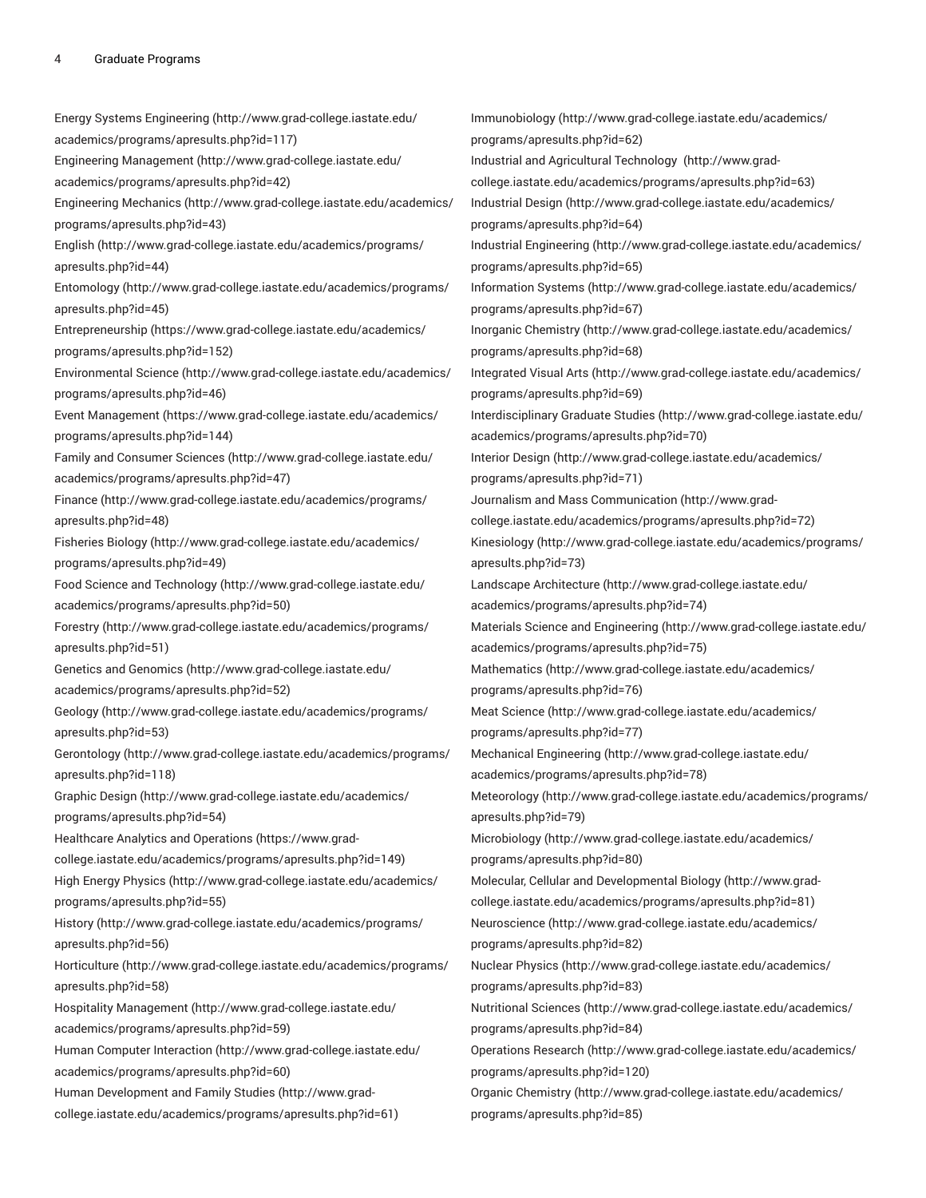Energy Systems Engineering (http://www.grad-college.iastate.edu/academics/programs/apresults.php?id=117)

Engineering Management (http://www.grad-college.iastate.edu/academics/programs/apresults.php?id=42)

Engineering Mechanics (http://www.grad-college.iastate.edu/academics/programs/apresults.php?id=43)

English (http://www.grad-college.iastate.edu/academics/programs/apresults.php?id=44)

Entomology (http://www.grad-college.iastate.edu/academics/programs/apresults.php?id=45)

Entrepreneurship (https://www.grad-college.iastate.edu/academics/programs/apresults.php?id=152)

Environmental Science (http://www.grad-college.iastate.edu/academics/programs/apresults.php?id=46)

Event Management (https://www.grad-college.iastate.edu/academics/programs/apresults.php?id=144)

Family and Consumer Sciences (http://www.grad-college.iastate.edu/academics/programs/apresults.php?id=47)

Finance (http://www.grad-college.iastate.edu/academics/programs/apresults.php?id=48)

Fisheries Biology (http://www.grad-college.iastate.edu/academics/programs/apresults.php?id=49)

Food Science and Technology (http://www.grad-college.iastate.edu/academics/programs/apresults.php?id=50)

Forestry (http://www.grad-college.iastate.edu/academics/programs/apresults.php?id=51)

Genetics and Genomics (http://www.grad-college.iastate.edu/academics/programs/apresults.php?id=52)

Geology (http://www.grad-college.iastate.edu/academics/programs/apresults.php?id=53)

Gerontology (http://www.grad-college.iastate.edu/academics/programs/apresults.php?id=118)

Graphic Design (http://www.grad-college.iastate.edu/academics/programs/apresults.php?id=54)

Healthcare Analytics and Operations (https://www.grad-college.iastate.edu/academics/programs/apresults.php?id=149)

High Energy Physics (http://www.grad-college.iastate.edu/academics/programs/apresults.php?id=55)

History (http://www.grad-college.iastate.edu/academics/programs/apresults.php?id=56)

Horticulture (http://www.grad-college.iastate.edu/academics/programs/apresults.php?id=58)

Hospitality Management (http://www.grad-college.iastate.edu/academics/programs/apresults.php?id=59)

Human Computer Interaction (http://www.grad-college.iastate.edu/academics/programs/apresults.php?id=60)

Human Development and Family Studies (http://www.grad-college.iastate.edu/academics/programs/apresults.php?id=61)

Immunobiology (http://www.grad-college.iastate.edu/academics/programs/apresults.php?id=62)

Industrial and Agricultural Technology (http://www.grad-college.iastate.edu/academics/programs/apresults.php?id=63)

Industrial Design (http://www.grad-college.iastate.edu/academics/programs/apresults.php?id=64)

Industrial Engineering (http://www.grad-college.iastate.edu/academics/programs/apresults.php?id=65)

Information Systems (http://www.grad-college.iastate.edu/academics/programs/apresults.php?id=67)

Inorganic Chemistry (http://www.grad-college.iastate.edu/academics/programs/apresults.php?id=68)

Integrated Visual Arts (http://www.grad-college.iastate.edu/academics/programs/apresults.php?id=69)

Interdisciplinary Graduate Studies (http://www.grad-college.iastate.edu/academics/programs/apresults.php?id=70)

Interior Design (http://www.grad-college.iastate.edu/academics/programs/apresults.php?id=71)

Journalism and Mass Communication (http://www.grad-college.iastate.edu/academics/programs/apresults.php?id=72)

Kinesiology (http://www.grad-college.iastate.edu/academics/programs/apresults.php?id=73)

Landscape Architecture (http://www.grad-college.iastate.edu/academics/programs/apresults.php?id=74)

Materials Science and Engineering (http://www.grad-college.iastate.edu/academics/programs/apresults.php?id=75)

Mathematics (http://www.grad-college.iastate.edu/academics/programs/apresults.php?id=76)

Meat Science (http://www.grad-college.iastate.edu/academics/programs/apresults.php?id=77)

Mechanical Engineering (http://www.grad-college.iastate.edu/academics/programs/apresults.php?id=78)

Meteorology (http://www.grad-college.iastate.edu/academics/programs/apresults.php?id=79)

Microbiology (http://www.grad-college.iastate.edu/academics/programs/apresults.php?id=80)

Molecular, Cellular and Developmental Biology (http://www.grad-college.iastate.edu/academics/programs/apresults.php?id=81)

Neuroscience (http://www.grad-college.iastate.edu/academics/programs/apresults.php?id=82)

Nuclear Physics (http://www.grad-college.iastate.edu/academics/programs/apresults.php?id=83)

Nutritional Sciences (http://www.grad-college.iastate.edu/academics/programs/apresults.php?id=84)

Operations Research (http://www.grad-college.iastate.edu/academics/programs/apresults.php?id=120)

Organic Chemistry (http://www.grad-college.iastate.edu/academics/programs/apresults.php?id=85)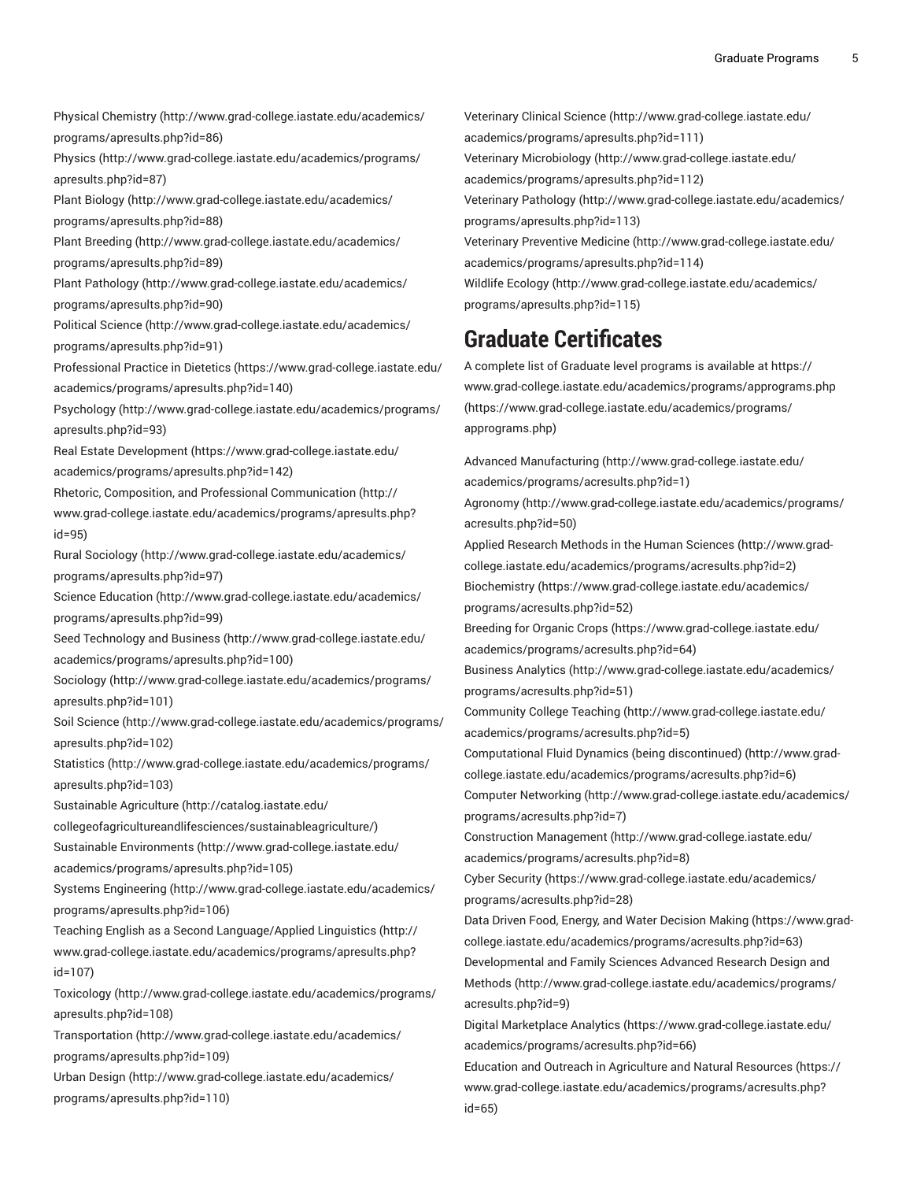Physical Chemistry (http://www.grad-college.iastate.edu/academics/programs/apresults.php?id=86)
Physics (http://www.grad-college.iastate.edu/academics/programs/apresults.php?id=87)
Plant Biology (http://www.grad-college.iastate.edu/academics/programs/apresults.php?id=88)
Plant Breeding (http://www.grad-college.iastate.edu/academics/programs/apresults.php?id=89)
Plant Pathology (http://www.grad-college.iastate.edu/academics/programs/apresults.php?id=90)
Political Science (http://www.grad-college.iastate.edu/academics/programs/apresults.php?id=91)
Professional Practice in Dietetics (https://www.grad-college.iastate.edu/academics/programs/apresults.php?id=140)
Psychology (http://www.grad-college.iastate.edu/academics/programs/apresults.php?id=93)
Real Estate Development (https://www.grad-college.iastate.edu/academics/programs/apresults.php?id=142)
Rhetoric, Composition, and Professional Communication (http://www.grad-college.iastate.edu/academics/programs/apresults.php?id=95)
Rural Sociology (http://www.grad-college.iastate.edu/academics/programs/apresults.php?id=97)
Science Education (http://www.grad-college.iastate.edu/academics/programs/apresults.php?id=99)
Seed Technology and Business (http://www.grad-college.iastate.edu/academics/programs/apresults.php?id=100)
Sociology (http://www.grad-college.iastate.edu/academics/programs/apresults.php?id=101)
Soil Science (http://www.grad-college.iastate.edu/academics/programs/apresults.php?id=102)
Statistics (http://www.grad-college.iastate.edu/academics/programs/apresults.php?id=103)
Sustainable Agriculture (http://catalog.iastate.edu/collegeofagricultureandlifesciences/sustainableagriculture/)
Sustainable Environments (http://www.grad-college.iastate.edu/academics/programs/apresults.php?id=105)
Systems Engineering (http://www.grad-college.iastate.edu/academics/programs/apresults.php?id=106)
Teaching English as a Second Language/Applied Linguistics (http://www.grad-college.iastate.edu/academics/programs/apresults.php?id=107)
Toxicology (http://www.grad-college.iastate.edu/academics/programs/apresults.php?id=108)
Transportation (http://www.grad-college.iastate.edu/academics/programs/apresults.php?id=109)
Urban Design (http://www.grad-college.iastate.edu/academics/programs/apresults.php?id=110)
Veterinary Clinical Science (http://www.grad-college.iastate.edu/academics/programs/apresults.php?id=111)
Veterinary Microbiology (http://www.grad-college.iastate.edu/academics/programs/apresults.php?id=112)
Veterinary Pathology (http://www.grad-college.iastate.edu/academics/programs/apresults.php?id=113)
Veterinary Preventive Medicine (http://www.grad-college.iastate.edu/academics/programs/apresults.php?id=114)
Wildlife Ecology (http://www.grad-college.iastate.edu/academics/programs/apresults.php?id=115)

## Graduate Certificates

A complete list of Graduate level programs is available at https://www.grad-college.iastate.edu/academics/programs/apprograms.php (https://www.grad-college.iastate.edu/academics/programs/apprograms.php)

Advanced Manufacturing (http://www.grad-college.iastate.edu/academics/programs/acresults.php?id=1)
Agronomy (http://www.grad-college.iastate.edu/academics/programs/acresults.php?id=50)
Applied Research Methods in the Human Sciences (http://www.grad-college.iastate.edu/academics/programs/acresults.php?id=2)
Biochemistry (https://www.grad-college.iastate.edu/academics/programs/acresults.php?id=52)
Breeding for Organic Crops (https://www.grad-college.iastate.edu/academics/programs/acresults.php?id=64)
Business Analytics (http://www.grad-college.iastate.edu/academics/programs/acresults.php?id=51)
Community College Teaching (http://www.grad-college.iastate.edu/academics/programs/acresults.php?id=5)
Computational Fluid Dynamics (being discontinued) (http://www.grad-college.iastate.edu/academics/programs/acresults.php?id=6)
Computer Networking (http://www.grad-college.iastate.edu/academics/programs/acresults.php?id=7)
Construction Management (http://www.grad-college.iastate.edu/academics/programs/acresults.php?id=8)
Cyber Security (https://www.grad-college.iastate.edu/academics/programs/acresults.php?id=28)
Data Driven Food, Energy, and Water Decision Making (https://www.grad-college.iastate.edu/academics/programs/acresults.php?id=63)
Developmental and Family Sciences Advanced Research Design and Methods (http://www.grad-college.iastate.edu/academics/programs/acresults.php?id=9)
Digital Marketplace Analytics (https://www.grad-college.iastate.edu/academics/programs/acresults.php?id=66)
Education and Outreach in Agriculture and Natural Resources (https://www.grad-college.iastate.edu/academics/programs/acresults.php?id=65)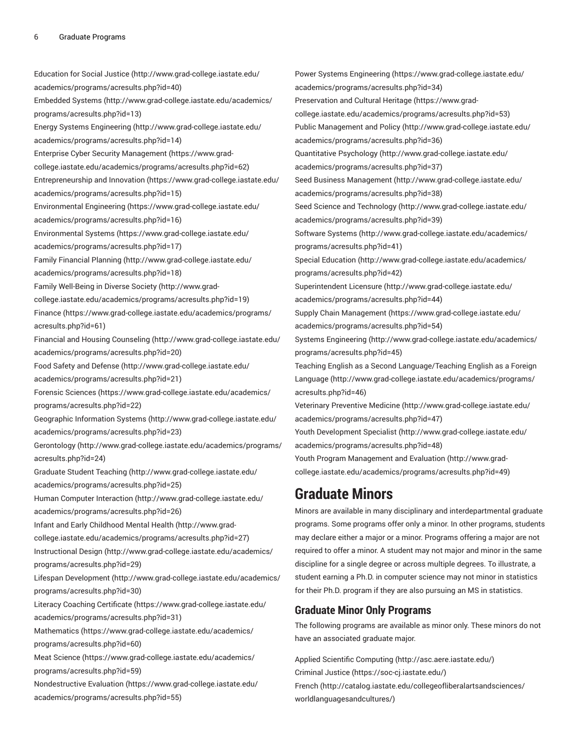Education for Social Justice (http://www.grad-college.iastate.edu/academics/programs/acresults.php?id=40)
Embedded Systems (http://www.grad-college.iastate.edu/academics/programs/acresults.php?id=13)
Energy Systems Engineering (http://www.grad-college.iastate.edu/academics/programs/acresults.php?id=14)
Enterprise Cyber Security Management (https://www.grad-college.iastate.edu/academics/programs/acresults.php?id=62)
Entrepreneurship and Innovation (https://www.grad-college.iastate.edu/academics/programs/acresults.php?id=15)
Environmental Engineering (https://www.grad-college.iastate.edu/academics/programs/acresults.php?id=16)
Environmental Systems (https://www.grad-college.iastate.edu/academics/programs/acresults.php?id=17)
Family Financial Planning (http://www.grad-college.iastate.edu/academics/programs/acresults.php?id=18)
Family Well-Being in Diverse Society (http://www.grad-college.iastate.edu/academics/programs/acresults.php?id=19)
Finance (https://www.grad-college.iastate.edu/academics/programs/acresults.php?id=61)
Financial and Housing Counseling (http://www.grad-college.iastate.edu/academics/programs/acresults.php?id=20)
Food Safety and Defense (http://www.grad-college.iastate.edu/academics/programs/acresults.php?id=21)
Forensic Sciences (https://www.grad-college.iastate.edu/academics/programs/acresults.php?id=22)
Geographic Information Systems (http://www.grad-college.iastate.edu/academics/programs/acresults.php?id=23)
Gerontology (http://www.grad-college.iastate.edu/academics/programs/acresults.php?id=24)
Graduate Student Teaching (http://www.grad-college.iastate.edu/academics/programs/acresults.php?id=25)
Human Computer Interaction (http://www.grad-college.iastate.edu/academics/programs/acresults.php?id=26)
Infant and Early Childhood Mental Health (http://www.grad-college.iastate.edu/academics/programs/acresults.php?id=27)
Instructional Design (http://www.grad-college.iastate.edu/academics/programs/acresults.php?id=29)
Lifespan Development (http://www.grad-college.iastate.edu/academics/programs/acresults.php?id=30)
Literacy Coaching Certificate (https://www.grad-college.iastate.edu/academics/programs/acresults.php?id=31)
Mathematics (https://www.grad-college.iastate.edu/academics/programs/acresults.php?id=60)
Meat Science (https://www.grad-college.iastate.edu/academics/programs/acresults.php?id=59)
Nondestructive Evaluation (https://www.grad-college.iastate.edu/academics/programs/acresults.php?id=55)
Power Systems Engineering (https://www.grad-college.iastate.edu/academics/programs/acresults.php?id=34)
Preservation and Cultural Heritage (https://www.grad-college.iastate.edu/academics/programs/acresults.php?id=53)
Public Management and Policy (http://www.grad-college.iastate.edu/academics/programs/acresults.php?id=36)
Quantitative Psychology (http://www.grad-college.iastate.edu/academics/programs/acresults.php?id=37)
Seed Business Management (http://www.grad-college.iastate.edu/academics/programs/acresults.php?id=38)
Seed Science and Technology (http://www.grad-college.iastate.edu/academics/programs/acresults.php?id=39)
Software Systems (http://www.grad-college.iastate.edu/academics/programs/acresults.php?id=41)
Special Education (http://www.grad-college.iastate.edu/academics/programs/acresults.php?id=42)
Superintendent Licensure (http://www.grad-college.iastate.edu/academics/programs/acresults.php?id=44)
Supply Chain Management (https://www.grad-college.iastate.edu/academics/programs/acresults.php?id=54)
Systems Engineering (http://www.grad-college.iastate.edu/academics/programs/acresults.php?id=45)
Teaching English as a Second Language/Teaching English as a Foreign Language (http://www.grad-college.iastate.edu/academics/programs/acresults.php?id=46)
Veterinary Preventive Medicine (http://www.grad-college.iastate.edu/academics/programs/acresults.php?id=47)
Youth Development Specialist (http://www.grad-college.iastate.edu/academics/programs/acresults.php?id=48)
Youth Program Management and Evaluation (http://www.grad-college.iastate.edu/academics/programs/acresults.php?id=49)

# Graduate Minors

Minors are available in many disciplinary and interdepartmental graduate programs. Some programs offer only a minor. In other programs, students may declare either a major or a minor. Programs offering a major are not required to offer a minor. A student may not major and minor in the same discipline for a single degree or across multiple degrees. To illustrate, a student earning a Ph.D. in computer science may not minor in statistics for their Ph.D. program if they are also pursuing an MS in statistics.

## Graduate Minor Only Programs

The following programs are available as minor only. These minors do not have an associated graduate major.

Applied Scientific Computing (http://asc.aere.iastate.edu/)
Criminal Justice (https://soc-cj.iastate.edu/)
French (http://catalog.iastate.edu/collegeofliberalartsandsciences/worldlanguagesandcultures/)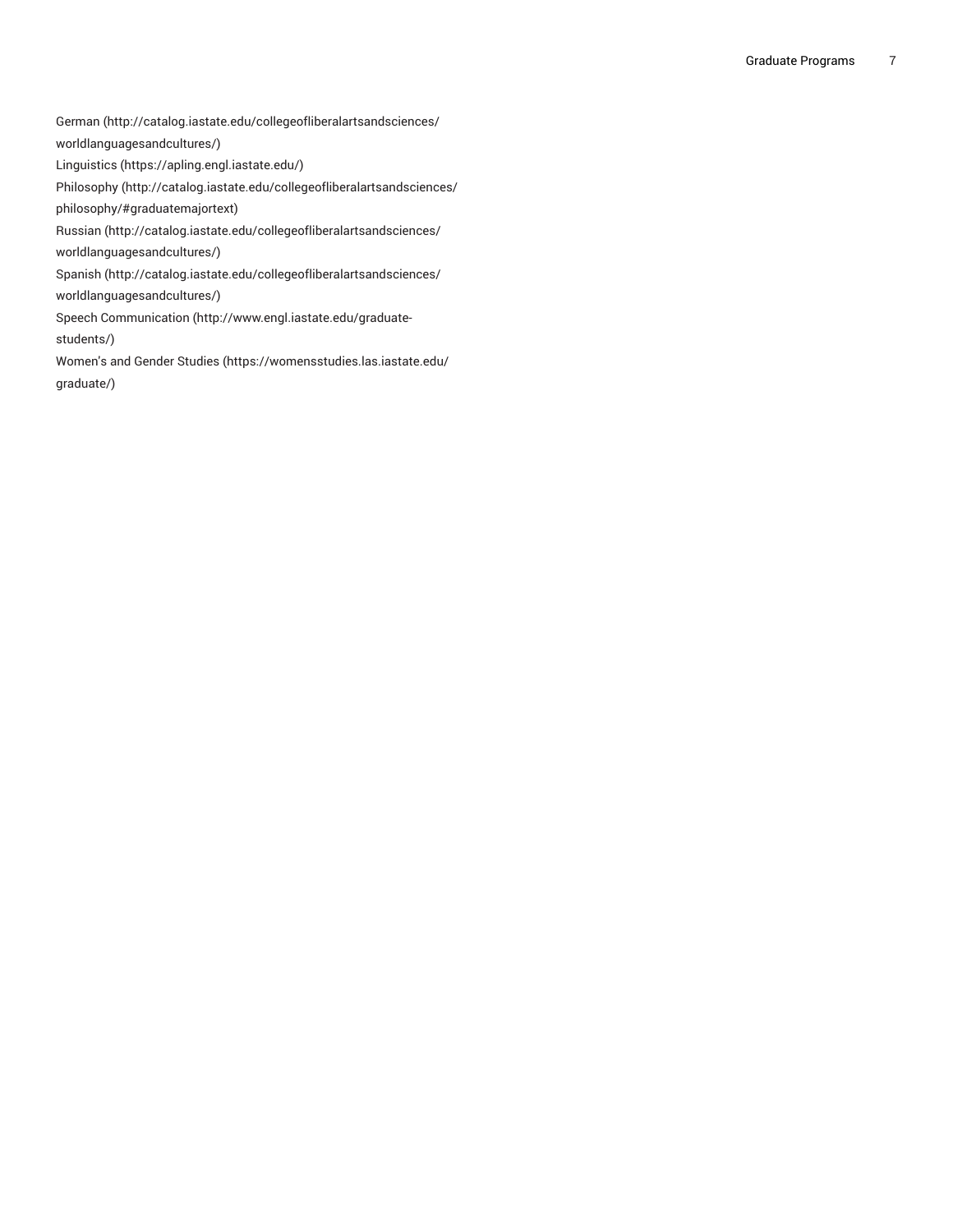German (http://catalog.iastate.edu/collegeofliberalartsandsciences/worldlanguagesandcultures/)
Linguistics (https://apling.engl.iastate.edu/)
Philosophy (http://catalog.iastate.edu/collegeofliberalartsandsciences/philosophy/#graduatemajortext)
Russian (http://catalog.iastate.edu/collegeofliberalartsandsciences/worldlanguagesandcultures/)
Spanish (http://catalog.iastate.edu/collegeofliberalartsandsciences/worldlanguagesandcultures/)
Speech Communication (http://www.engl.iastate.edu/graduate-students/)
Women's and Gender Studies (https://womensstudies.las.iastate.edu/graduate/)